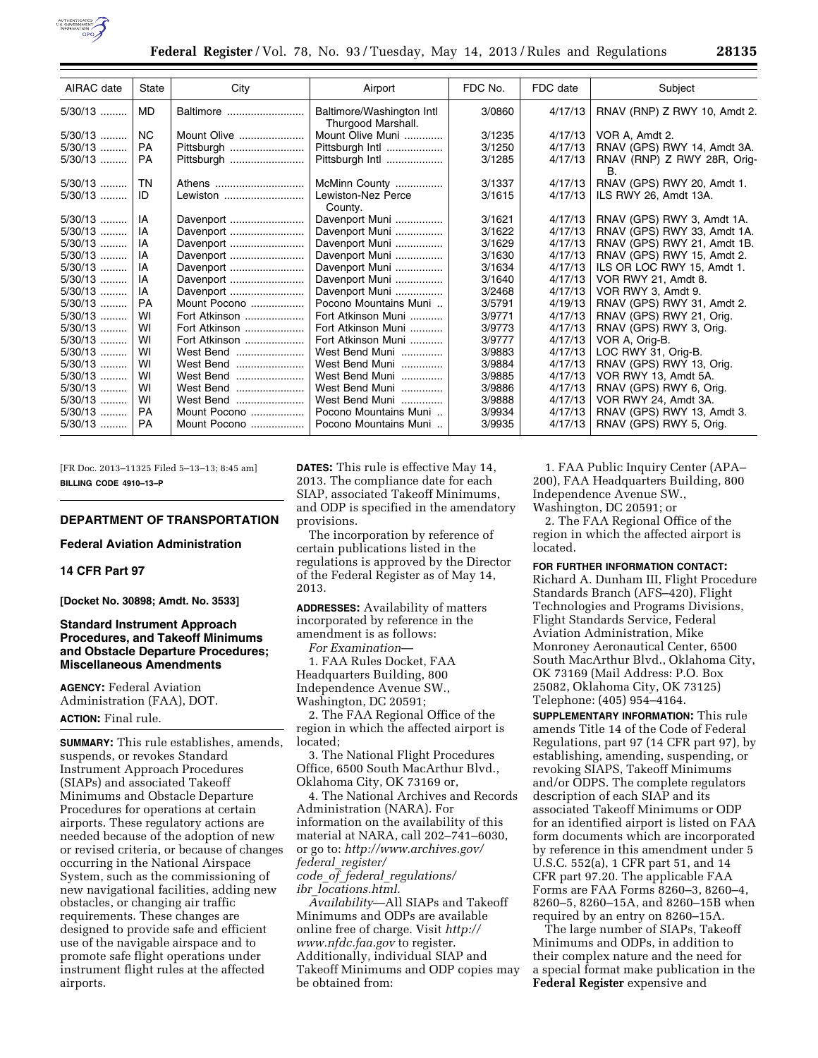| AIRAC date | State | City | Airport | FDC No. | FDC date | Subject |
|---|---|---|---|---|---|---|
| 5/30/13 | MD | Baltimore | Baltimore/Washington Intl Thurgood Marshall. | 3/0860 | 4/17/13 | RNAV (RNP) Z RWY 10, Amdt 2. |
| 5/30/13 | NC | Mount Olive | Mount Olive Muni | 3/1235 | 4/17/13 | VOR A, Amdt 2. |
| 5/30/13 | PA | Pittsburgh | Pittsburgh Intl | 3/1250 | 4/17/13 | RNAV (GPS) RWY 14, Amdt 3A. |
| 5/30/13 | PA | Pittsburgh | Pittsburgh Intl | 3/1285 | 4/17/13 | RNAV (RNP) Z RWY 28R, Orig-B. |
| 5/30/13 | TN | Athens | McMinn County | 3/1337 | 4/17/13 | RNAV (GPS) RWY 20, Amdt 1. |
| 5/30/13 | ID | Lewiston | Lewiston-Nez Perce County. | 3/1615 | 4/17/13 | ILS RWY 26, Amdt 13A. |
| 5/30/13 | IA | Davenport | Davenport Muni | 3/1621 | 4/17/13 | RNAV (GPS) RWY 3, Amdt 1A. |
| 5/30/13 | IA | Davenport | Davenport Muni | 3/1622 | 4/17/13 | RNAV (GPS) RWY 33, Amdt 1A. |
| 5/30/13 | IA | Davenport | Davenport Muni | 3/1629 | 4/17/13 | RNAV (GPS) RWY 21, Amdt 1B. |
| 5/30/13 | IA | Davenport | Davenport Muni | 3/1630 | 4/17/13 | RNAV (GPS) RWY 15, Amdt 2. |
| 5/30/13 | IA | Davenport | Davenport Muni | 3/1634 | 4/17/13 | ILS OR LOC RWY 15, Amdt 1. |
| 5/30/13 | IA | Davenport | Davenport Muni | 3/1640 | 4/17/13 | VOR RWY 21, Amdt 8. |
| 5/30/13 | IA | Davenport | Davenport Muni | 3/2468 | 4/17/13 | VOR RWY 3, Amdt 9. |
| 5/30/13 | PA | Mount Pocono | Pocono Mountains Muni | 3/5791 | 4/19/13 | RNAV (GPS) RWY 31, Amdt 2. |
| 5/30/13 | WI | Fort Atkinson | Fort Atkinson Muni | 3/9771 | 4/17/13 | RNAV (GPS) RWY 21, Orig. |
| 5/30/13 | WI | Fort Atkinson | Fort Atkinson Muni | 3/9773 | 4/17/13 | RNAV (GPS) RWY 3, Orig. |
| 5/30/13 | WI | Fort Atkinson | Fort Atkinson Muni | 3/9777 | 4/17/13 | VOR A, Orig-B. |
| 5/30/13 | WI | West Bend | West Bend Muni | 3/9883 | 4/17/13 | LOC RWY 31, Orig-B. |
| 5/30/13 | WI | West Bend | West Bend Muni | 3/9884 | 4/17/13 | RNAV (GPS) RWY 13, Orig. |
| 5/30/13 | WI | West Bend | West Bend Muni | 3/9885 | 4/17/13 | VOR RWY 13, Amdt 5A. |
| 5/30/13 | WI | West Bend | West Bend Muni | 3/9886 | 4/17/13 | RNAV (GPS) RWY 6, Orig. |
| 5/30/13 | WI | West Bend | West Bend Muni | 3/9888 | 4/17/13 | VOR RWY 24, Amdt 3A. |
| 5/30/13 | PA | Mount Pocono | Pocono Mountains Muni | 3/9934 | 4/17/13 | RNAV (GPS) RWY 13, Amdt 3. |
| 5/30/13 | PA | Mount Pocono | Pocono Mountains Muni | 3/9935 | 4/17/13 | RNAV (GPS) RWY 5, Orig. |

[FR Doc. 2013–11325 Filed 5–13–13; 8:45 am]

**BILLING CODE 4910–13–P**

## DEPARTMENT OF TRANSPORTATION

### Federal Aviation Administration

### 14 CFR Part 97

**[Docket No. 30898; Amdt. No. 3533]**

### Standard Instrument Approach Procedures, and Takeoff Minimums and Obstacle Departure Procedures; Miscellaneous Amendments

**AGENCY:** Federal Aviation Administration (FAA), DOT.

**ACTION:** Final rule.

**SUMMARY:** This rule establishes, amends, suspends, or revokes Standard Instrument Approach Procedures (SIAPs) and associated Takeoff Minimums and Obstacle Departure Procedures for operations at certain airports. These regulatory actions are needed because of the adoption of new or revised criteria, or because of changes occurring in the National Airspace System, such as the commissioning of new navigational facilities, adding new obstacles, or changing air traffic requirements. These changes are designed to provide safe and efficient use of the navigable airspace and to promote safe flight operations under instrument flight rules at the affected airports.

**DATES:** This rule is effective May 14, 2013. The compliance date for each SIAP, associated Takeoff Minimums, and ODP is specified in the amendatory provisions.

The incorporation by reference of certain publications listed in the regulations is approved by the Director of the Federal Register as of May 14, 2013.

**ADDRESSES:** Availability of matters incorporated by reference in the amendment is as follows:

*For Examination*—

1. FAA Rules Docket, FAA Headquarters Building, 800 Independence Avenue SW., Washington, DC 20591;

2. The FAA Regional Office of the region in which the affected airport is located;

3. The National Flight Procedures Office, 6500 South MacArthur Blvd., Oklahoma City, OK 73169 or,

4. The National Archives and Records Administration (NARA). For information on the availability of this material at NARA, call 202–741–6030, or go to: *http://www.archives.gov/federal_register/code_of_federal_regulations/ibr_locations.html.*

*Availability*—All SIAPs and Takeoff Minimums and ODPs are available online free of charge. Visit *http://www.nfdc.faa.gov* to register. Additionally, individual SIAP and Takeoff Minimums and ODP copies may be obtained from:

1. FAA Public Inquiry Center (APA–200), FAA Headquarters Building, 800 Independence Avenue SW., Washington, DC 20591; or

2. The FAA Regional Office of the region in which the affected airport is located.

**FOR FURTHER INFORMATION CONTACT:** Richard A. Dunham III, Flight Procedure Standards Branch (AFS–420), Flight Technologies and Programs Divisions, Flight Standards Service, Federal Aviation Administration, Mike Monroney Aeronautical Center, 6500 South MacArthur Blvd., Oklahoma City, OK 73169 (Mail Address: P.O. Box 25082, Oklahoma City, OK 73125) Telephone: (405) 954–4164.

**SUPPLEMENTARY INFORMATION:** This rule amends Title 14 of the Code of Federal Regulations, part 97 (14 CFR part 97), by establishing, amending, suspending, or revoking SIAPS, Takeoff Minimums and/or ODPS. The complete regulators description of each SIAP and its associated Takeoff Minimums or ODP for an identified airport is listed on FAA form documents which are incorporated by reference in this amendment under 5 U.S.C. 552(a), 1 CFR part 51, and 14 CFR part 97.20. The applicable FAA Forms are FAA Forms 8260–3, 8260–4, 8260–5, 8260–15A, and 8260–15B when required by an entry on 8260–15A.

The large number of SIAPs, Takeoff Minimums and ODPs, in addition to their complex nature and the need for a special format make publication in the **Federal Register** expensive and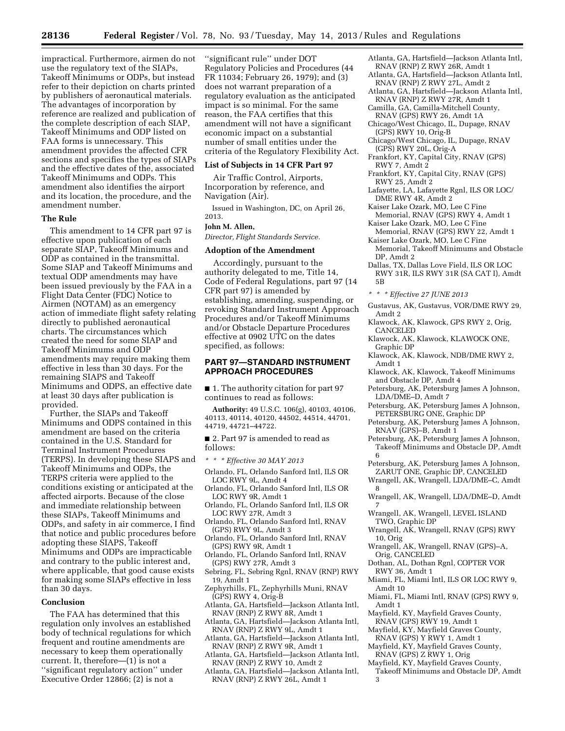impractical. Furthermore, airmen do not use the regulatory text of the SIAPs, Takeoff Minimums or ODPs, but instead refer to their depiction on charts printed by publishers of aeronautical materials. The advantages of incorporation by reference are realized and publication of the complete description of each SIAP, Takeoff Minimums and ODP listed on FAA forms is unnecessary. This amendment provides the affected CFR sections and specifies the types of SIAPs and the effective dates of the, associated Takeoff Minimums and ODPs. This amendment also identifies the airport and its location, the procedure, and the amendment number.

### The Rule

This amendment to 14 CFR part 97 is effective upon publication of each separate SIAP, Takeoff Minimums and ODP as contained in the transmittal. Some SIAP and Takeoff Minimums and textual ODP amendments may have been issued previously by the FAA in a Flight Data Center (FDC) Notice to Airmen (NOTAM) as an emergency action of immediate flight safety relating directly to published aeronautical charts. The circumstances which created the need for some SIAP and Takeoff Minimums and ODP amendments may require making them effective in less than 30 days. For the remaining SIAPS and Takeoff Minimums and ODPS, an effective date at least 30 days after publication is provided.

Further, the SIAPs and Takeoff Minimums and ODPS contained in this amendment are based on the criteria contained in the U.S. Standard for Terminal Instrument Procedures (TERPS). In developing these SIAPS and Takeoff Minimums and ODPs, the TERPS criteria were applied to the conditions existing or anticipated at the affected airports. Because of the close and immediate relationship between these SIAPs, Takeoff Minimums and ODPs, and safety in air commerce, I find that notice and public procedures before adopting these SIAPS, Takeoff Minimums and ODPs are impracticable and contrary to the public interest and, where applicable, that good cause exists for making some SIAPs effective in less than 30 days.

### Conclusion

The FAA has determined that this regulation only involves an established body of technical regulations for which frequent and routine amendments are necessary to keep them operationally current. It, therefore—(1) is not a ''significant regulatory action'' under Executive Order 12866; (2) is not a ''significant rule'' under DOT Regulatory Policies and Procedures (44 FR 11034; February 26, 1979); and (3) does not warrant preparation of a regulatory evaluation as the anticipated impact is so minimal. For the same reason, the FAA certifies that this amendment will not have a significant economic impact on a substantial number of small entities under the criteria of the Regulatory Flexibility Act.

### List of Subjects in 14 CFR Part 97

Air Traffic Control, Airports, Incorporation by reference, and Navigation (Air).

Issued in Washington, DC, on April 26, 2013.

**John M. Allen,**

*Director, Flight Standards Service.*

### Adoption of the Amendment

Accordingly, pursuant to the authority delegated to me, Title 14, Code of Federal Regulations, part 97 (14 CFR part 97) is amended by establishing, amending, suspending, or revoking Standard Instrument Approach Procedures and/or Takeoff Minimums and/or Obstacle Departure Procedures effective at 0902 UTC on the dates specified, as follows:

## PART 97—STANDARD INSTRUMENT APPROACH PROCEDURES

■ 1. The authority citation for part 97 continues to read as follows:

**Authority:** 49 U.S.C. 106(g), 40103, 40106, 40113, 40114, 40120, 44502, 44514, 44701, 44719, 44721–44722.

■ 2. Part 97 is amended to read as follows:

*\* \* \* Effective 30 MAY 2013*

Orlando, FL, Orlando Sanford Intl, ILS OR LOC RWY 9L, Amdt 4
Orlando, FL, Orlando Sanford Intl, ILS OR LOC RWY 9R, Amdt 1
Orlando, FL, Orlando Sanford Intl, ILS OR LOC RWY 27R, Amdt 3
Orlando, FL, Orlando Sanford Intl, RNAV (GPS) RWY 9L, Amdt 3
Orlando, FL, Orlando Sanford Intl, RNAV (GPS) RWY 9R, Amdt 1
Orlando, FL, Orlando Sanford Intl, RNAV (GPS) RWY 27R, Amdt 3
Sebring, FL, Sebring Rgnl, RNAV (RNP) RWY 19, Amdt 1
Zephyrhills, FL, Zephyrhills Muni, RNAV (GPS) RWY 4, Orig-B
Atlanta, GA, Hartsfield—Jackson Atlanta Intl, RNAV (RNP) Z RWY 8R, Amdt 1
Atlanta, GA, Hartsfield—Jackson Atlanta Intl, RNAV (RNP) Z RWY 9L, Amdt 1
Atlanta, GA, Hartsfield—Jackson Atlanta Intl, RNAV (RNP) Z RWY 9R, Amdt 1
Atlanta, GA, Hartsfield—Jackson Atlanta Intl, RNAV (RNP) Z RWY 10, Amdt 2
Atlanta, GA, Hartsfield—Jackson Atlanta Intl, RNAV (RNP) Z RWY 26L, Amdt 1
Atlanta, GA, Hartsfield—Jackson Atlanta Intl, RNAV (RNP) Z RWY 26R, Amdt 1
Atlanta, GA, Hartsfield—Jackson Atlanta Intl, RNAV (RNP) Z RWY 27L, Amdt 2
Atlanta, GA, Hartsfield—Jackson Atlanta Intl, RNAV (RNP) Z RWY 27R, Amdt 1
Camilla, GA, Camilla-Mitchell County, RNAV (GPS) RWY 26, Amdt 1A
Chicago/West Chicago, IL, Dupage, RNAV (GPS) RWY 10, Orig-B
Chicago/West Chicago, IL, Dupage, RNAV (GPS) RWY 20L, Orig-A
Frankfort, KY, Capital City, RNAV (GPS) RWY 7, Amdt 2
Frankfort, KY, Capital City, RNAV (GPS) RWY 25, Amdt 2
Lafayette, LA, Lafayette Rgnl, ILS OR LOC/DME RWY 4R, Amdt 2
Kaiser Lake Ozark, MO, Lee C Fine Memorial, RNAV (GPS) RWY 4, Amdt 1
Kaiser Lake Ozark, MO, Lee C Fine Memorial, RNAV (GPS) RWY 22, Amdt 1
Kaiser Lake Ozark, MO, Lee C Fine Memorial, Takeoff Minimums and Obstacle DP, Amdt 2
Dallas, TX, Dallas Love Field, ILS OR LOC RWY 31R, ILS RWY 31R (SA CAT I), Amdt 5B

*\* \* \* Effective 27 JUNE 2013*

Gustavus, AK, Gustavus, VOR/DME RWY 29, Amdt 2
Klawock, AK, Klawock, GPS RWY 2, Orig, CANCELED
Klawock, AK, Klawock, KLAWOCK ONE, Graphic DP
Klawock, AK, Klawock, NDB/DME RWY 2, Amdt 1
Klawock, AK, Klawock, Takeoff Minimums and Obstacle DP, Amdt 4
Petersburg, AK, Petersburg James A Johnson, LDA/DME–D, Amdt 7
Petersburg, AK, Petersburg James A Johnson, PETERSBURG ONE, Graphic DP
Petersburg, AK, Petersburg James A Johnson, RNAV (GPS)–B, Amdt 1
Petersburg, AK, Petersburg James A Johnson, Takeoff Minimums and Obstacle DP, Amdt 6
Petersburg, AK, Petersburg James A Johnson, ZARUT ONE, Graphic DP, CANCELED
Wrangell, AK, Wrangell, LDA/DME–C, Amdt 8
Wrangell, AK, Wrangell, LDA/DME–D, Amdt 7
Wrangell, AK, Wrangell, LEVEL ISLAND TWO, Graphic DP
Wrangell, AK, Wrangell, RNAV (GPS) RWY 10, Orig
Wrangell, AK, Wrangell, RNAV (GPS)–A, Orig, CANCELED
Dothan, AL, Dothan Rgnl, COPTER VOR RWY 36, Amdt 1
Miami, FL, Miami Intl, ILS OR LOC RWY 9, Amdt 10
Miami, FL, Miami Intl, RNAV (GPS) RWY 9, Amdt 1
Mayfield, KY, Mayfield Graves County, RNAV (GPS) RWY 19, Amdt 1
Mayfield, KY, Mayfield Graves County, RNAV (GPS) Y RWY 1, Amdt 1
Mayfield, KY, Mayfield Graves County, RNAV (GPS) Z RWY 1, Orig
Mayfield, KY, Mayfield Graves County, Takeoff Minimums and Obstacle DP, Amdt 3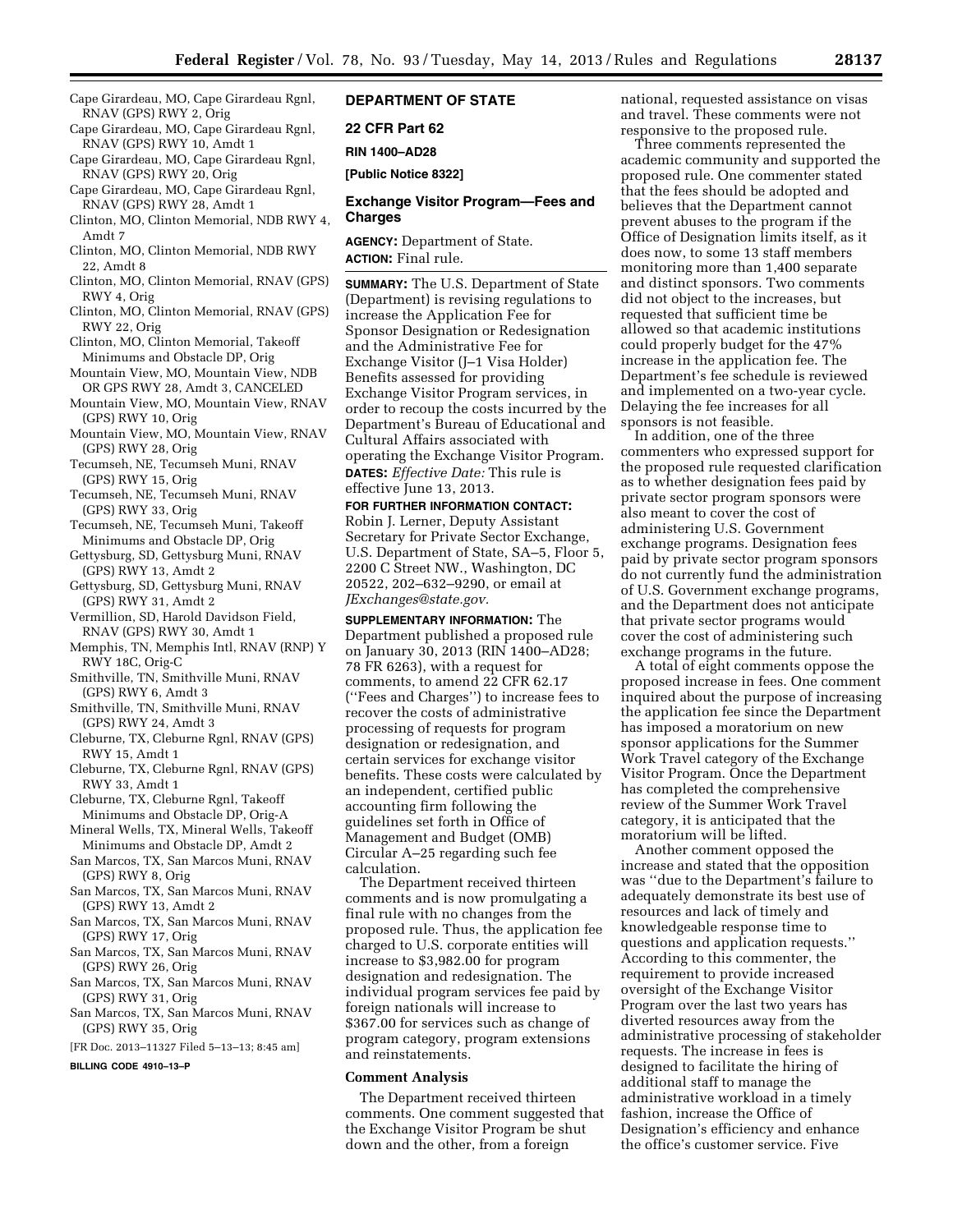Cape Girardeau, MO, Cape Girardeau Rgnl, RNAV (GPS) RWY 2, Orig
Cape Girardeau, MO, Cape Girardeau Rgnl, RNAV (GPS) RWY 10, Amdt 1
Cape Girardeau, MO, Cape Girardeau Rgnl, RNAV (GPS) RWY 20, Orig
Cape Girardeau, MO, Cape Girardeau Rgnl, RNAV (GPS) RWY 28, Amdt 1
Clinton, MO, Clinton Memorial, NDB RWY 4, Amdt 7
Clinton, MO, Clinton Memorial, NDB RWY 22, Amdt 8
Clinton, MO, Clinton Memorial, RNAV (GPS) RWY 4, Orig
Clinton, MO, Clinton Memorial, RNAV (GPS) RWY 22, Orig
Clinton, MO, Clinton Memorial, Takeoff Minimums and Obstacle DP, Orig
Mountain View, MO, Mountain View, NDB OR GPS RWY 28, Amdt 3, CANCELED
Mountain View, MO, Mountain View, RNAV (GPS) RWY 10, Orig
Mountain View, MO, Mountain View, RNAV (GPS) RWY 28, Orig
Tecumseh, NE, Tecumseh Muni, RNAV (GPS) RWY 15, Orig
Tecumseh, NE, Tecumseh Muni, RNAV (GPS) RWY 33, Orig
Tecumseh, NE, Tecumseh Muni, Takeoff Minimums and Obstacle DP, Orig
Gettysburg, SD, Gettysburg Muni, RNAV (GPS) RWY 13, Amdt 2
Gettysburg, SD, Gettysburg Muni, RNAV (GPS) RWY 31, Amdt 2
Vermillion, SD, Harold Davidson Field, RNAV (GPS) RWY 30, Amdt 1
Memphis, TN, Memphis Intl, RNAV (RNP) Y RWY 18C, Orig-C
Smithville, TN, Smithville Muni, RNAV (GPS) RWY 6, Amdt 3
Smithville, TN, Smithville Muni, RNAV (GPS) RWY 24, Amdt 3
Cleburne, TX, Cleburne Rgnl, RNAV (GPS) RWY 15, Amdt 1
Cleburne, TX, Cleburne Rgnl, RNAV (GPS) RWY 33, Amdt 1
Cleburne, TX, Cleburne Rgnl, Takeoff Minimums and Obstacle DP, Orig-A
Mineral Wells, TX, Mineral Wells, Takeoff Minimums and Obstacle DP, Amdt 2
San Marcos, TX, San Marcos Muni, RNAV (GPS) RWY 8, Orig
San Marcos, TX, San Marcos Muni, RNAV (GPS) RWY 13, Amdt 2
San Marcos, TX, San Marcos Muni, RNAV (GPS) RWY 17, Orig
San Marcos, TX, San Marcos Muni, RNAV (GPS) RWY 26, Orig
San Marcos, TX, San Marcos Muni, RNAV (GPS) RWY 31, Orig
San Marcos, TX, San Marcos Muni, RNAV (GPS) RWY 35, Orig

[FR Doc. 2013–11327 Filed 5–13–13; 8:45 am]

**BILLING CODE 4910–13–P**

## DEPARTMENT OF STATE

**22 CFR Part 62**

**RIN 1400–AD28**

**[Public Notice 8322]**

### Exchange Visitor Program—Fees and Charges

**AGENCY:** Department of State.

**ACTION:** Final rule.

**SUMMARY:** The U.S. Department of State (Department) is revising regulations to increase the Application Fee for Sponsor Designation or Redesignation and the Administrative Fee for Exchange Visitor (J–1 Visa Holder) Benefits assessed for providing Exchange Visitor Program services, in order to recoup the costs incurred by the Department's Bureau of Educational and Cultural Affairs associated with operating the Exchange Visitor Program.

**DATES:** *Effective Date:* This rule is effective June 13, 2013.

**FOR FURTHER INFORMATION CONTACT:** Robin J. Lerner, Deputy Assistant Secretary for Private Sector Exchange, U.S. Department of State, SA–5, Floor 5, 2200 C Street NW., Washington, DC 20522, 202–632–9290, or email at *JExchanges@state.gov.*

**SUPPLEMENTARY INFORMATION:** The Department published a proposed rule on January 30, 2013 (RIN 1400–AD28; 78 FR 6263), with a request for comments, to amend 22 CFR 62.17 (''Fees and Charges'') to increase fees to recover the costs of administrative processing of requests for program designation or redesignation, and certain services for exchange visitor benefits. These costs were calculated by an independent, certified public accounting firm following the guidelines set forth in Office of Management and Budget (OMB) Circular A–25 regarding such fee calculation.

The Department received thirteen comments and is now promulgating a final rule with no changes from the proposed rule. Thus, the application fee charged to U.S. corporate entities will increase to $3,982.00 for program designation and redesignation. The individual program services fee paid by foreign nationals will increase to $367.00 for services such as change of program category, program extensions and reinstatements.

### Comment Analysis

The Department received thirteen comments. One comment suggested that the Exchange Visitor Program be shut down and the other, from a foreign national, requested assistance on visas and travel. These comments were not responsive to the proposed rule.

Three comments represented the academic community and supported the proposed rule. One commenter stated that the fees should be adopted and believes that the Department cannot prevent abuses to the program if the Office of Designation limits itself, as it does now, to some 13 staff members monitoring more than 1,400 separate and distinct sponsors. Two comments did not object to the increases, but requested that sufficient time be allowed so that academic institutions could properly budget for the 47% increase in the application fee. The Department's fee schedule is reviewed and implemented on a two-year cycle. Delaying the fee increases for all sponsors is not feasible.

In addition, one of the three commenters who expressed support for the proposed rule requested clarification as to whether designation fees paid by private sector program sponsors were also meant to cover the cost of administering U.S. Government exchange programs. Designation fees paid by private sector program sponsors do not currently fund the administration of U.S. Government exchange programs, and the Department does not anticipate that private sector programs would cover the cost of administering such exchange programs in the future.

A total of eight comments oppose the proposed increase in fees. One comment inquired about the purpose of increasing the application fee since the Department has imposed a moratorium on new sponsor applications for the Summer Work Travel category of the Exchange Visitor Program. Once the Department has completed the comprehensive review of the Summer Work Travel category, it is anticipated that the moratorium will be lifted.

Another comment opposed the increase and stated that the opposition was ''due to the Department's failure to adequately demonstrate its best use of resources and lack of timely and knowledgeable response time to questions and application requests.'' According to this commenter, the requirement to provide increased oversight of the Exchange Visitor Program over the last two years has diverted resources away from the administrative processing of stakeholder requests. The increase in fees is designed to facilitate the hiring of additional staff to manage the administrative workload in a timely fashion, increase the Office of Designation's efficiency and enhance the office's customer service. Five